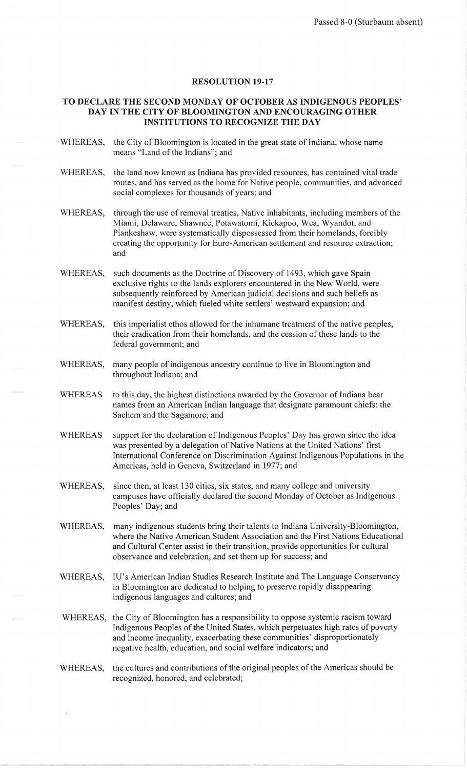Passed 8-0 (Sturbaum absent)

# RESOLUTION 19-17

## TO DECLARE THE SECOND MONDAY OF OCTOBER AS INDIGENOUS PEOPLES' DAY IN THE CITY OF BLOOMINGTON AND ENCOURAGING OTHER INSTITUTIONS TO RECOGNIZE THE DAY

WHEREAS, the City of Bloomington is located in the great state of Indiana, whose name means "Land of the Indians"; and

WHEREAS, the land now known as Indiana has provided resources, has contained vital trade routes, and has served as the home for Native people, communities, and advanced social complexes for thousands of years; and

WHEREAS, through the use of removal treaties, Native inhabitants, including members of the Miami, Delaware, Shawnee, Potawatomi, Kickapoo, Wea, Wyandot, and Piankeshaw, were systematically dispossessed from their homelands, forcibly creating the opportunity for Euro-American settlement and resource extraction; and

WHEREAS, such documents as the Doctrine of Discovery of 1493, which gave Spain exclusive rights to the lands explorers encountered in the New World, were subsequently reinforced by American judicial decisions and such beliefs as manifest destiny, which fueled white settlers' westward expansion; and

WHEREAS, this imperialist ethos allowed for the inhumane treatment of the native peoples, their eradication from their homelands, and the cession of these lands to the federal government; and

WHEREAS, many people of indigenous ancestry continue to live in Bloomington and throughout Indiana; and

WHEREAS to this day, the highest distinctions awarded by the Governor of Indiana bear names from an American Indian language that designate paramount chiefs: the Sachem and the Sagamore; and

WHEREAS support for the declaration of Indigenous Peoples' Day has grown since the idea was presented by a delegation of Native Nations at the United Nations' first International Conference on Discrimination Against Indigenous Populations in the Americas, held in Geneva, Switzerland in 1977; and

WHEREAS, since then, at least 130 cities, six states, and many college and university campuses have officially declared the second Monday of October as Indigenous Peoples' Day; and

WHEREAS, many indigenous students bring their talents to Indiana University-Bloomington, where the Native American Student Association and the First Nations Educational and Cultural Center assist in their transition, provide opportunities for cultural observance and celebration, and set them up for success; and

WHEREAS, IU's American Indian Studies Research Institute and The Language Conservancy in Bloomington are dedicated to helping to preserve rapidly disappearing indigenous languages and cultures; and

WHEREAS, the City of Bloomington has a responsibility to oppose systemic racism toward Indigenous Peoples of the United States, which perpetuates high rates of poverty and income inequality, exacerbating these communities' disproportionately negative health, education, and social welfare indicators; and

WHEREAS, the cultures and contributions of the original peoples of the Americas should be recognized, honored, and celebrated;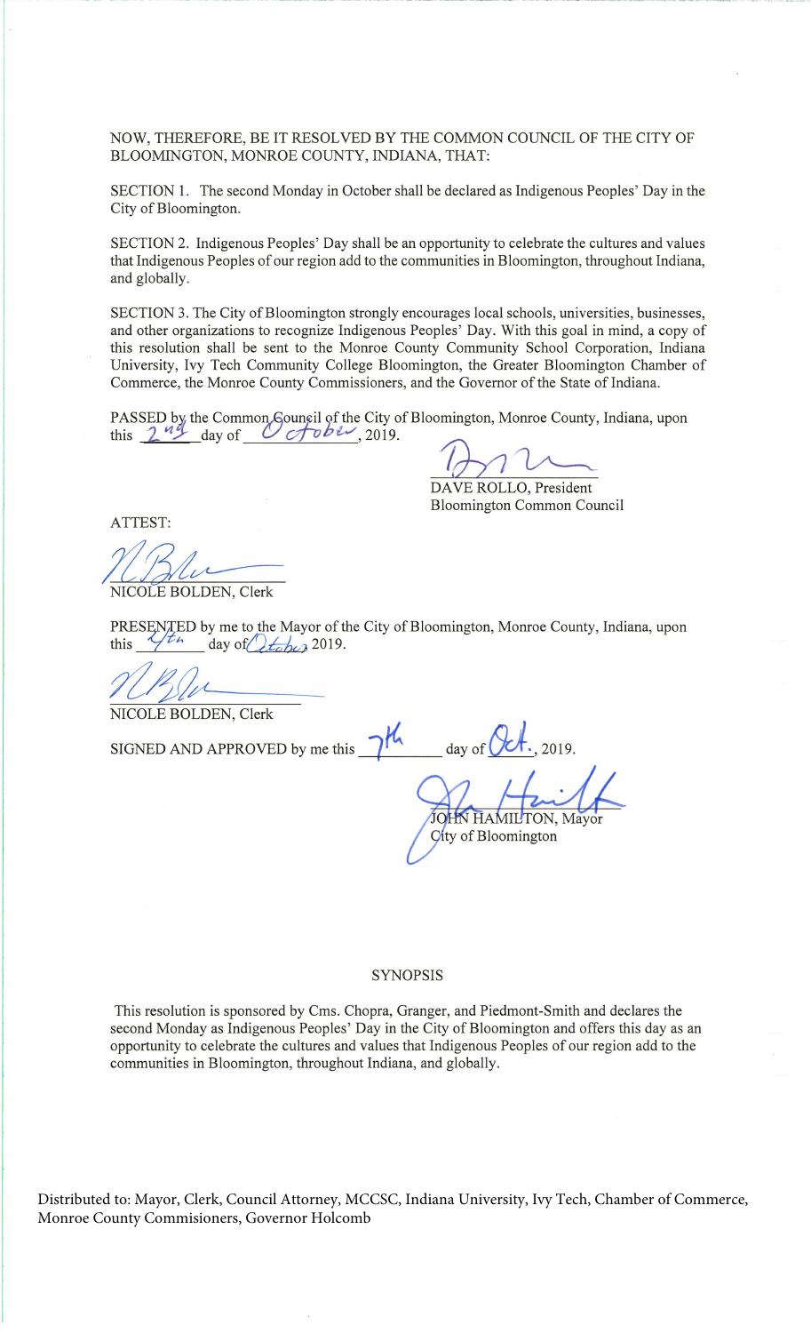NOW, THEREFORE, BE IT RESOLVED BY THE COMMON COUNCIL OF THE CITY OF BLOOMINGTON, MONROE COUNTY, INDIANA, THAT:

SECTION 1. The second Monday in October shall be declared as Indigenous Peoples' Day in the City of Bloomington.

SECTION 2. Indigenous Peoples' Day shall be an opportunity to celebrate the cultures and values that Indigenous Peoples of our region add to the communities in Bloomington, throughout Indiana, and globally.

SECTION 3. The City of Bloomington strongly encourages local schools, universities, businesses, and other organizations to recognize Indigenous Peoples' Day. With this goal in mind, a copy of this resolution shall be sent to the Monroe County Community School Corporation, Indiana University, Ivy Tech Community College Bloomington, the Greater Bloomington Chamber of Commerce, the Monroe County Commissioners, and the Governor of the State of Indiana.

PASSED by the Common Council of the City of Bloomington, Monroe County, Indiana, upon this 2nd day of October, 2019.

DAVE ROLLO, President
Bloomington Common Council

ATTEST:

NICOLE BOLDEN, Clerk

PRESENTED by me to the Mayor of the City of Bloomington, Monroe County, Indiana, upon this 4th day of October 2019.

NICOLE BOLDEN, Clerk

SIGNED AND APPROVED by me this 7th day of Oct., 2019.

JOHN HAMILTON, Mayor
City of Bloomington

## SYNOPSIS

This resolution is sponsored by Cms. Chopra, Granger, and Piedmont-Smith and declares the second Monday as Indigenous Peoples' Day in the City of Bloomington and offers this day as an opportunity to celebrate the cultures and values that Indigenous Peoples of our region add to the communities in Bloomington, throughout Indiana, and globally.

Distributed to: Mayor, Clerk, Council Attorney, MCCSC, Indiana University, Ivy Tech, Chamber of Commerce, Monroe County Commisioners, Governor Holcomb